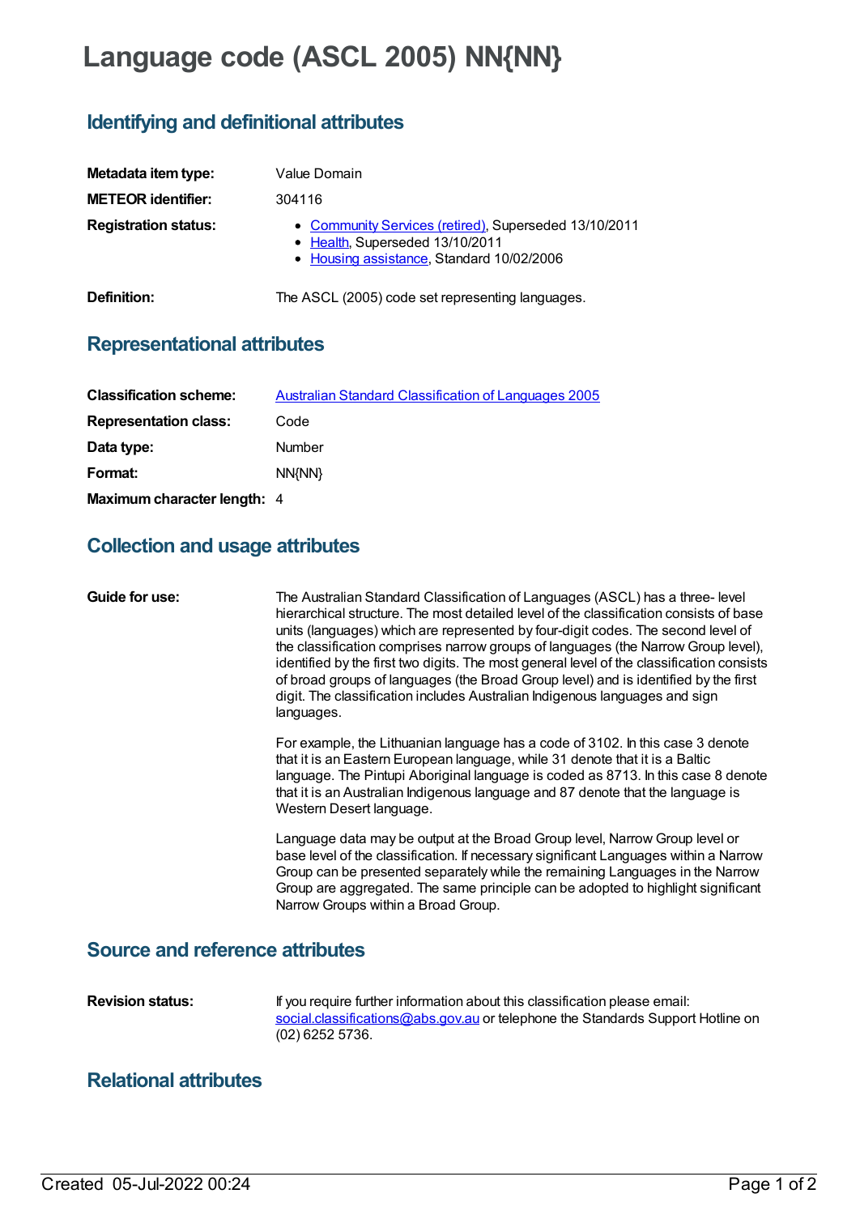# Language code (ASCL 2005) NN{NN}

## Identifying and definitional attributes

**Metadata item type:** Value Domain

**METEOR identifier:** 304116

**Registration status:**

- Community Services (retired), Superseded 13/10/2011
- Health, Superseded 13/10/2011
- Housing assistance, Standard 10/02/2006

**Definition:** The ASCL (2005) code set representing languages.

## Representational attributes

**Classification scheme:** Australian Standard Classification of Languages 2005

**Representation class:** Code

**Data type:** Number

**Format:** NN{NN}

**Maximum character length:** 4

## Collection and usage attributes

**Guide for use:**

The Australian Standard Classification of Languages (ASCL) has a three- level hierarchical structure. The most detailed level of the classification consists of base units (languages) which are represented by four-digit codes. The second level of the classification comprises narrow groups of languages (the Narrow Group level), identified by the first two digits. The most general level of the classification consists of broad groups of languages (the Broad Group level) and is identified by the first digit. The classification includes Australian Indigenous languages and sign languages.

For example, the Lithuanian language has a code of 3102. In this case 3 denote that it is an Eastern European language, while 31 denote that it is a Baltic language. The Pintupi Aboriginal language is coded as 8713. In this case 8 denote that it is an Australian Indigenous language and 87 denote that the language is Western Desert language.

Language data may be output at the Broad Group level, Narrow Group level or base level of the classification. If necessary significant Languages within a Narrow Group can be presented separately while the remaining Languages in the Narrow Group are aggregated. The same principle can be adopted to highlight significant Narrow Groups within a Broad Group.

## Source and reference attributes

**Revision status:** If you require further information about this classification please email: social.classifications@abs.gov.au or telephone the Standards Support Hotline on (02) 6252 5736.

## Relational attributes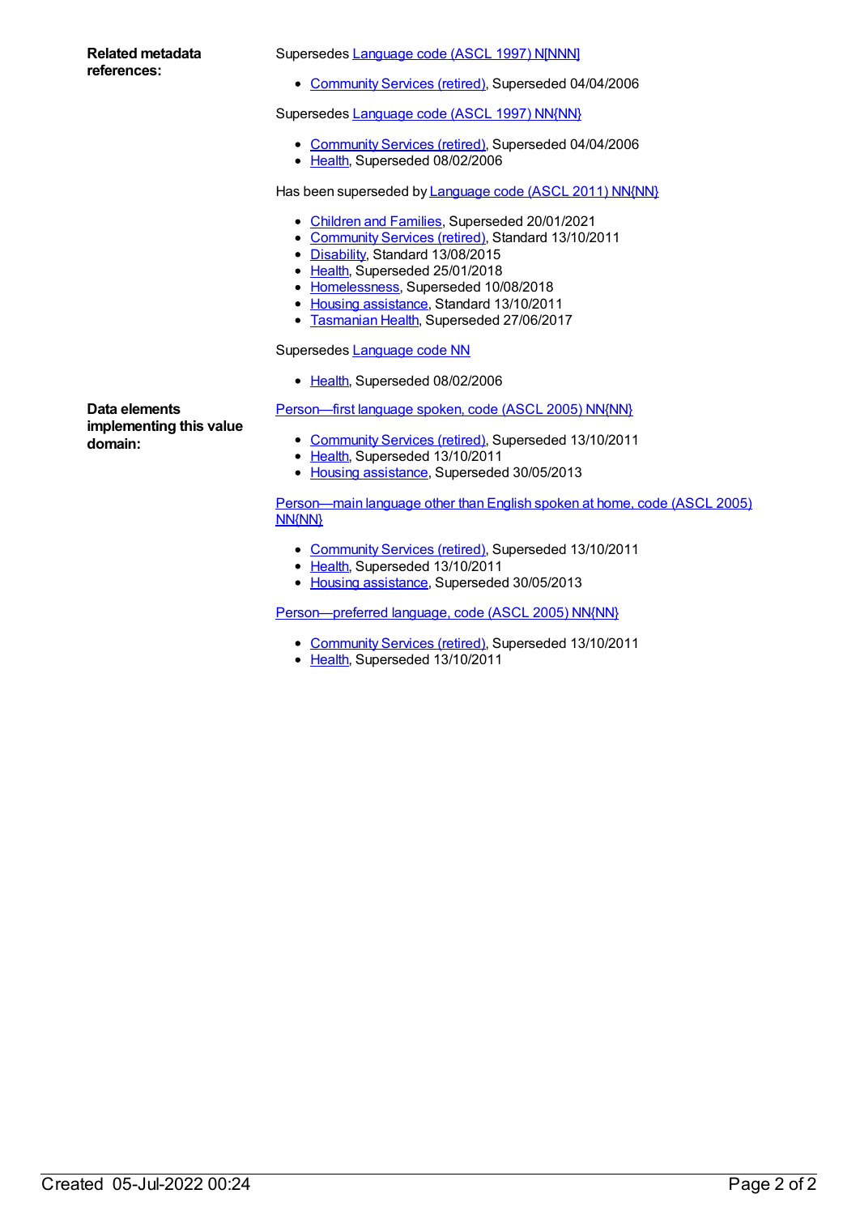**Related metadata references:**

Supersedes Language code (ASCL 1997) N[NNN]

- Community Services (retired), Superseded 04/04/2006

Supersedes Language code (ASCL 1997) NN{NN}

- Community Services (retired), Superseded 04/04/2006
- Health, Superseded 08/02/2006

Has been superseded by Language code (ASCL 2011) NN{NN}

- Children and Families, Superseded 20/01/2021
- Community Services (retired), Standard 13/10/2011
- Disability, Standard 13/08/2015
- Health, Superseded 25/01/2018
- Homelessness, Superseded 10/08/2018
- Housing assistance, Standard 13/10/2011
- Tasmanian Health, Superseded 27/06/2017

Supersedes Language code NN

- Health, Superseded 08/02/2006

**Data elements implementing this value domain:**

Person—first language spoken, code (ASCL 2005) NN{NN}

- Community Services (retired), Superseded 13/10/2011
- Health, Superseded 13/10/2011
- Housing assistance, Superseded 30/05/2013

Person—main language other than English spoken at home, code (ASCL 2005) NN{NN}

- Community Services (retired), Superseded 13/10/2011
- Health, Superseded 13/10/2011
- Housing assistance, Superseded 30/05/2013

Person—preferred language, code (ASCL 2005) NN{NN}

- Community Services (retired), Superseded 13/10/2011
- Health, Superseded 13/10/2011